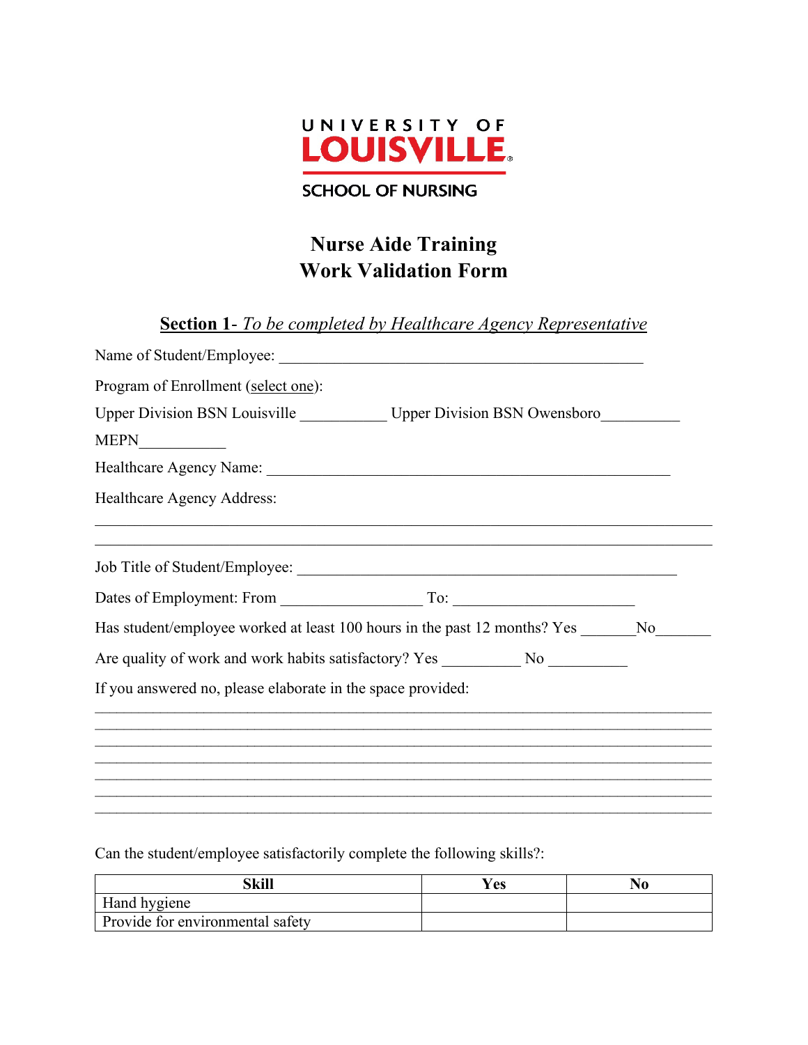UNIVERSITY OF
**LOUISVILLE**
SCHOOL OF NURSING

# Nurse Aide Training
# Work Validation Form

## **Section 1**- *To be completed by Healthcare Agency Representative*

Name of Student/Employee: _______________________________________________

Program of Enrollment (select one):

Upper Division BSN Louisville ___________ Upper Division BSN Owensboro__________

MEPN___________

Healthcare Agency Name: _____________________________________________________

Healthcare Agency Address:

_________________________________________________________________________________

_________________________________________________________________________________

Job Title of Student/Employee: __________________________________________________

Dates of Employment: From __________________ To: _______________________

Has student/employee worked at least 100 hours in the past 12 months? Yes _______No_______

Are quality of work and work habits satisfactory? Yes __________ No __________

If you answered no, please elaborate in the space provided:

_________________________________________________________________________________
_________________________________________________________________________________
_________________________________________________________________________________
_________________________________________________________________________________
_________________________________________________________________________________
_________________________________________________________________________________
_________________________________________________________________________________

Can the student/employee satisfactorily complete the following skills?:

| Skill | Yes | No |
|---|---|---|
| Hand hygiene | | |
| Provide for environmental safety | | |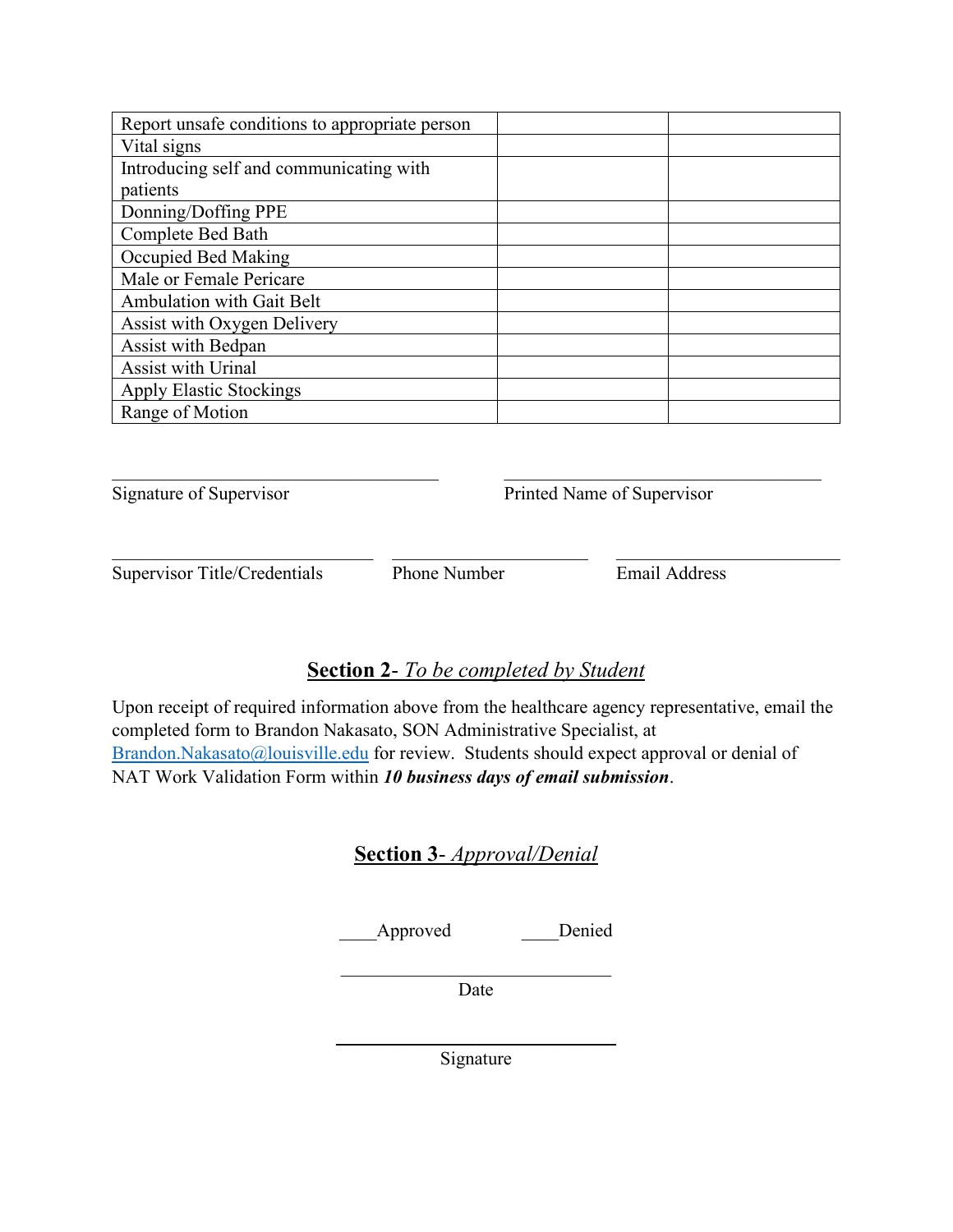| | | |
|---|---|---|
| Report unsafe conditions to appropriate person | | |
| Vital signs | | |
| Introducing self and communicating with patients | | |
| Donning/Doffing PPE | | |
| Complete Bed Bath | | |
| Occupied Bed Making | | |
| Male or Female Pericare | | |
| Ambulation with Gait Belt | | |
| Assist with Oxygen Delivery | | |
| Assist with Bedpan | | |
| Assist with Urinal | | |
| Apply Elastic Stockings | | |
| Range of Motion | | |

\_\_\_\_\_\_\_\_\_\_\_\_\_\_\_\_\_\_\_\_\_\_\_\_\_\_\_\_\_\_\_\_\_\_\_\_ \_\_\_\_\_\_\_\_\_\_\_\_\_\_\_\_\_\_\_\_\_\_\_\_\_\_\_\_\_\_\_\_\_\_\_\_

Signature of Supervisor Printed Name of Supervisor

\_\_\_\_\_\_\_\_\_\_\_\_\_\_\_\_\_\_\_\_\_\_\_\_\_\_\_\_ \_\_\_\_\_\_\_\_\_\_\_\_\_\_\_\_\_\_\_\_\_ \_\_\_\_\_\_\_\_\_\_\_\_\_\_\_\_\_\_\_\_\_\_\_\_

Supervisor Title/Credentials Phone Number Email Address

## **Section 2**- *To be completed by Student*

Upon receipt of required information above from the healthcare agency representative, email the completed form to Brandon Nakasato, SON Administrative Specialist, at Brandon.Nakasato@louisville.edu for review. Students should expect approval or denial of NAT Work Validation Form within ***10 business days of email submission***.

## **Section 3**- *Approval/Denial*

\_\_\_\_Approved \_\_\_\_Denied

\_\_\_\_\_\_\_\_\_\_\_\_\_\_\_\_\_\_\_\_\_\_\_\_\_\_\_\_\_\_

Date

\_\_\_\_\_\_\_\_\_\_\_\_\_\_\_\_\_\_\_\_\_\_\_\_\_\_\_\_\_\_

Signature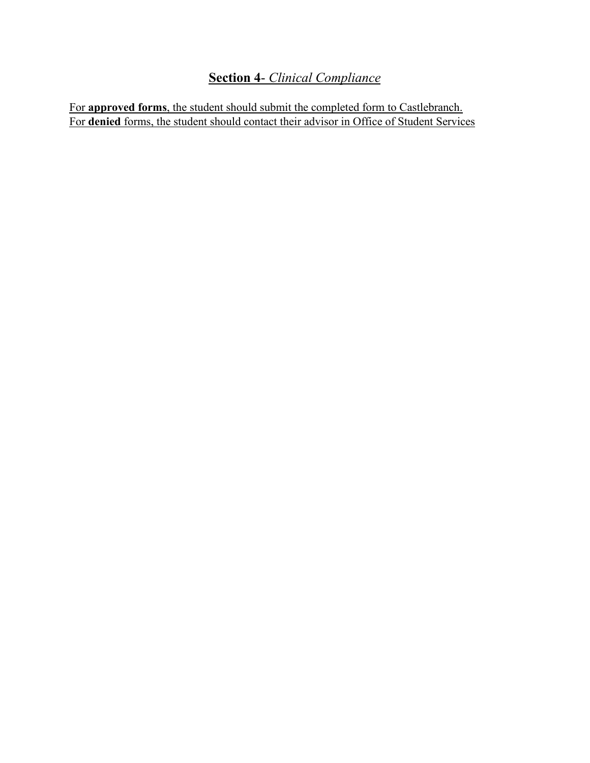## **Section 4**- *Clinical Compliance*

For **approved forms**, the student should submit the completed form to Castlebranch.
For **denied** forms, the student should contact their advisor in Office of Student Services